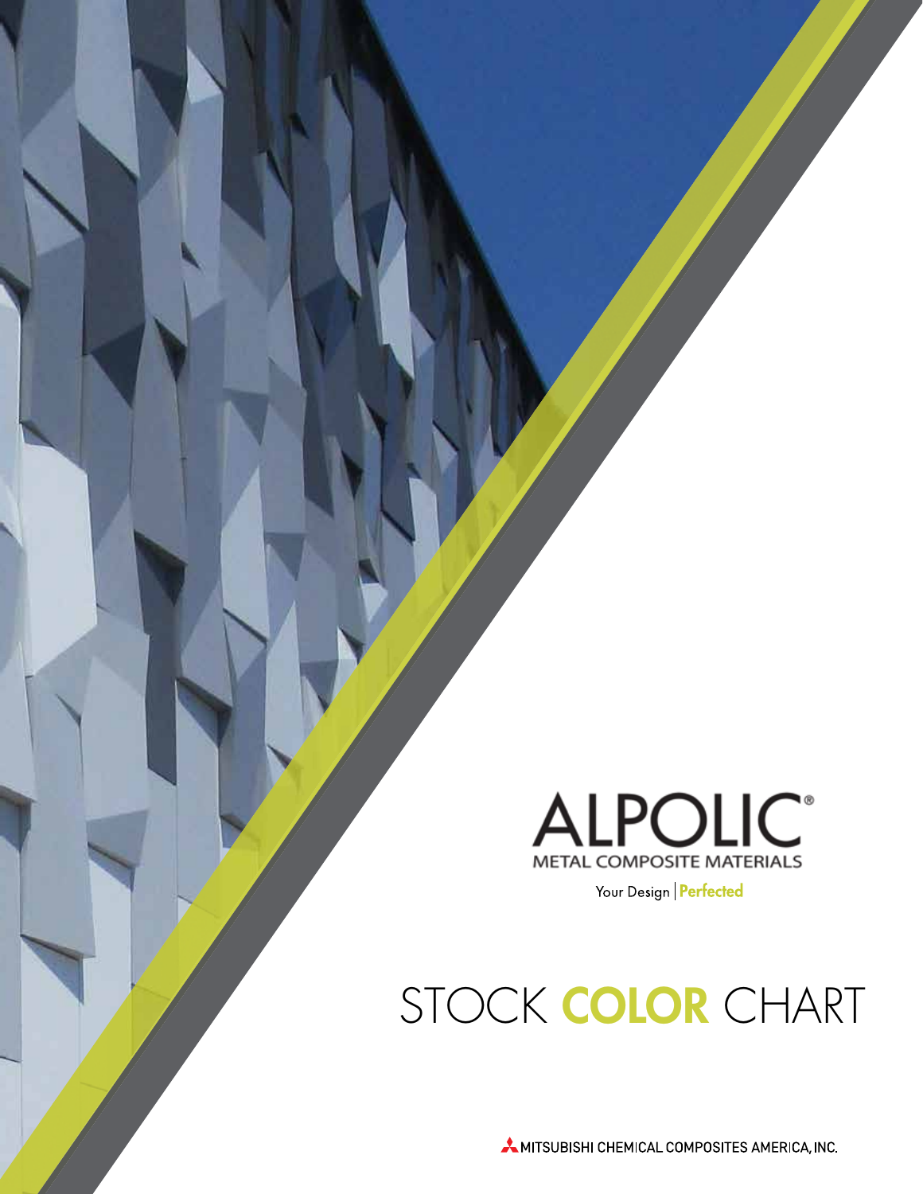# ALPOLIC®

METAL COMPOSITE MATERIALS

Your Design | **Perfected**

# STOCK **COLOR** CHART

MITSUBISHI CHEMICAL COMPOSITES AMERICA, INC.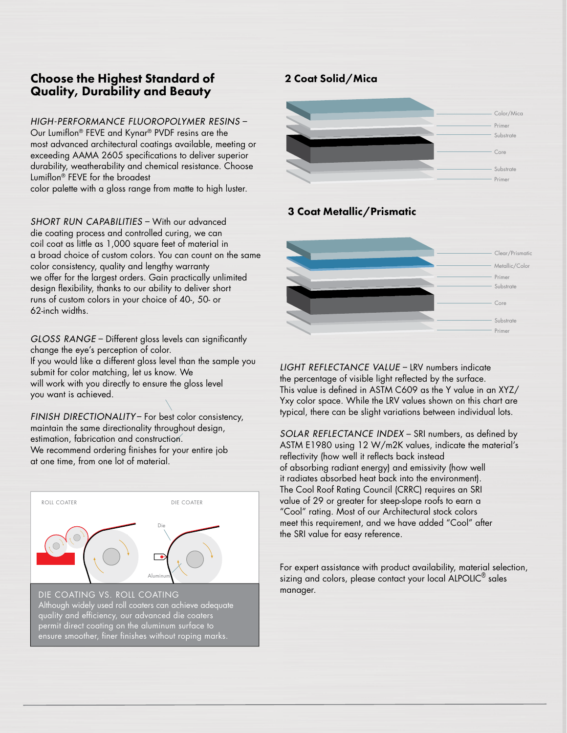## Choose the Highest Standard of Quality, Durability and Beauty

*HIGH-PERFORMANCE FLUOROPOLYMER RESINS* – Our Lumiflon® FEVE and Kynar® PVDF resins are the most advanced architectural coatings available, meeting or exceeding AAMA 2605 specifications to deliver superior durability, weatherability and chemical resistance. Choose Lumiflon® FEVE for the broadest color palette with a gloss range from matte to high luster.

*SHORT RUN CAPABILITIES* – With our advanced die coating process and controlled curing, we can coil coat as little as 1,000 square feet of material in a broad choice of custom colors. You can count on the same color consistency, quality and lengthy warranty we offer for the largest orders. Gain practically unlimited design flexibility, thanks to our ability to deliver short runs of custom colors in your choice of 40-, 50- or 62-inch widths.

*GLOSS RANGE* – Different gloss levels can significantly change the eye's perception of color. If you would like a different gloss level than the sample you submit for color matching, let us know. We will work with you directly to ensure the gloss level you want is achieved.

*FINISH DIRECTIONALITY* – For best color consistency, maintain the same directionality throughout design, estimation, fabrication and construction. We recommend ordering finishes for your entire job at one time, from one lot of material.

ROLL COATER

DIE COATER

Die

Aluminum

DIE COATING VS. ROLL COATING
Although widely used roll coaters can achieve adequate quality and efficiency, our advanced die coaters permit direct coating on the aluminum surface to ensure smoother, finer finishes without roping marks.

### 2 Coat Solid/Mica

Color/Mica
Primer
Substrate
Core
Substrate
Primer

### 3 Coat Metallic/Prismatic

Clear/Prismatic
Metallic/Color
Primer
Substrate
Core
Substrate
Primer

*LIGHT REFLECTANCE VALUE* – LRV numbers indicate the percentage of visible light reflected by the surface. This value is defined in ASTM C609 as the Y value in an XYZ/Yxy color space. While the LRV values shown on this chart are typical, there can be slight variations between individual lots.

*SOLAR REFLECTANCE INDEX* – SRI numbers, as defined by ASTM E1980 using 12 W/m2K values, indicate the material's reflectivity (how well it reflects back instead of absorbing radiant energy) and emissivity (how well it radiates absorbed heat back into the environment). The Cool Roof Rating Council (CRRC) requires an SRI value of 29 or greater for steep-slope roofs to earn a "Cool" rating. Most of our Architectural stock colors meet this requirement, and we have added "Cool" after the SRI value for easy reference.

For expert assistance with product availability, material selection, sizing and colors, please contact your local ALPOLIC® sales manager.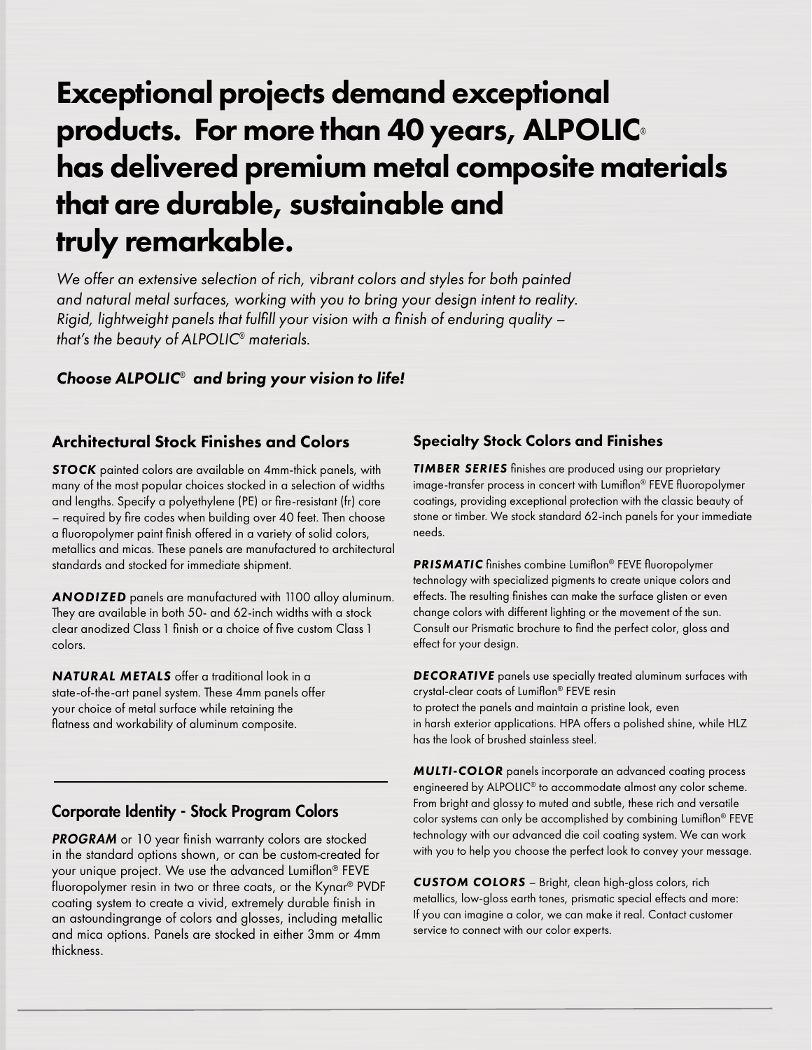# Exceptional projects demand exceptional products. For more than 40 years, ALPOLIC® has delivered premium metal composite materials that are durable, sustainable and truly remarkable.

*We offer an extensive selection of rich, vibrant colors and styles for both painted and natural metal surfaces, working with you to bring your design intent to reality. Rigid, lightweight panels that fulfill your vision with a finish of enduring quality – that's the beauty of ALPOLIC® materials.*

***Choose ALPOLIC® and bring your vision to life!***

## Architectural Stock Finishes and Colors

***STOCK*** painted colors are available on 4mm-thick panels, with many of the most popular choices stocked in a selection of widths and lengths. Specify a polyethylene (PE) or fire-resistant (fr) core – required by fire codes when building over 40 feet. Then choose a fluoropolymer paint finish offered in a variety of solid colors, metallics and micas. These panels are manufactured to architectural standards and stocked for immediate shipment.

***ANODIZED*** panels are manufactured with 1100 alloy aluminum. They are available in both 50- and 62-inch widths with a stock clear anodized Class 1 finish or a choice of five custom Class 1 colors.

***NATURAL METALS*** offer a traditional look in a state-of-the-art panel system. These 4mm panels offer your choice of metal surface while retaining the flatness and workability of aluminum composite.

## Corporate Identity - Stock Program Colors

***PROGRAM*** or 10 year finish warranty colors are stocked in the standard options shown, or can be custom-created for your unique project. We use the advanced Lumiflon® FEVE fluoropolymer resin in two or three coats, or the Kynar® PVDF coating system to create a vivid, extremely durable finish in an astoundingrange of colors and glosses, including metallic and mica options. Panels are stocked in either 3mm or 4mm thickness.

## Specialty Stock Colors and Finishes

***TIMBER SERIES*** finishes are produced using our proprietary image-transfer process in concert with Lumiflon® FEVE fluoropolymer coatings, providing exceptional protection with the classic beauty of stone or timber. We stock standard 62-inch panels for your immediate needs.

***PRISMATIC*** finishes combine Lumiflon® FEVE fluoropolymer technology with specialized pigments to create unique colors and effects. The resulting finishes can make the surface glisten or even change colors with different lighting or the movement of the sun. Consult our Prismatic brochure to find the perfect color, gloss and effect for your design.

***DECORATIVE*** panels use specially treated aluminum surfaces with crystal-clear coats of Lumiflon® FEVE resin to protect the panels and maintain a pristine look, even in harsh exterior applications. HPA offers a polished shine, while HLZ has the look of brushed stainless steel.

***MULTI-COLOR*** panels incorporate an advanced coating process engineered by ALPOLIC® to accommodate almost any color scheme. From bright and glossy to muted and subtle, these rich and versatile color systems can only be accomplished by combining Lumiflon® FEVE technology with our advanced die coil coating system. We can work with you to help you choose the perfect look to convey your message.

***CUSTOM COLORS*** – Bright, clean high-gloss colors, rich metallics, low-gloss earth tones, prismatic special effects and more: If you can imagine a color, we can make it real. Contact customer service to connect with our color experts.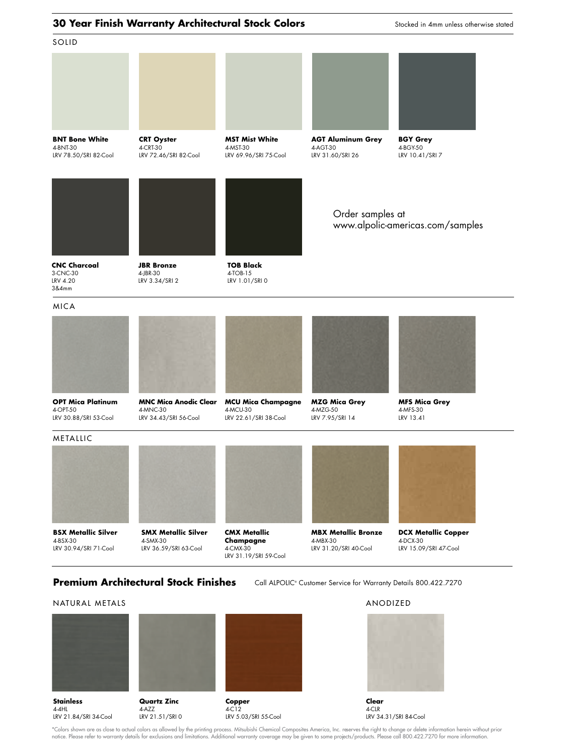## 30 Year Finish Warranty Architectural Stock Colors

Stocked in 4mm unless otherwise stated

### SOLID

**BNT Bone White**
4-BNT-30
LRV 78.50/SRI 82-Cool

**CRT Oyster**
4-CRT-30
LRV 72.46/SRI 82-Cool

**MST Mist White**
4-MST-30
LRV 69.96/SRI 75-Cool

**AGT Aluminum Grey**
4-AGT-30
LRV 31.60/SRI 26

**BGY Grey**
4-BGY-50
LRV 10.41/SRI 7

**CNC Charcoal**
3-CNC-30
LRV 4.20
3&4mm

**JBR Bronze**
4-JBR-30
LRV 3.34/SRI 2

**TOB Black**
4-TOB-15
LRV 1.01/SRI 0

Order samples at
www.alpolic-americas.com/samples

### MICA

**OPT Mica Platinum**
4-OPT-50
LRV 30.88/SRI 53-Cool

**MNC Mica Anodic Clear**
4-MNC-30
LRV 34.43/SRI 56-Cool

**MCU Mica Champagne**
4-MCU-30
LRV 22.61/SRI 38-Cool

**MZG Mica Grey**
4-MZG-50
LRV 7.95/SRI 14

**MFS Mica Grey**
4-MFS-30
LRV 13.41

### METALLIC

**BSX Metallic Silver**
4-BSX-30
LRV 30.94/SRI 71-Cool

**SMX Metallic Silver**
4-SMX-30
LRV 36.59/SRI 63-Cool

**CMX Metallic Champagne**
4-CMX-30
LRV 31.19/SRI 59-Cool

**MBX Metallic Bronze**
4-MBX-30
LRV 31.20/SRI 40-Cool

**DCX Metallic Copper**
4-DCX-30
LRV 15.09/SRI 47-Cool

## Premium Architectural Stock Finishes

Call ALPOLIC® Customer Service for Warranty Details 800.422.7270

### NATURAL METALS

**Stainless**
4-4HL
LRV 21.84/SRI 34-Cool

**Quartz Zinc**
4-AZZ
LRV 21.51/SRI 0

**Copper**
4-C12
LRV 5.03/SRI 55-Cool

### ANODIZED

**Clear**
4-CLR
LRV 34.31/SRI 84-Cool

*Colors shown are as close to actual colors as allowed by the printing process. Mitsubishi Chemical Composites America, Inc. reserves the right to change or delete information herein without prior notice. Please refer to warranty details for exclusions and limitations. Additional warranty coverage may be given to some projects/products. Please call 800.422.7270 for more information.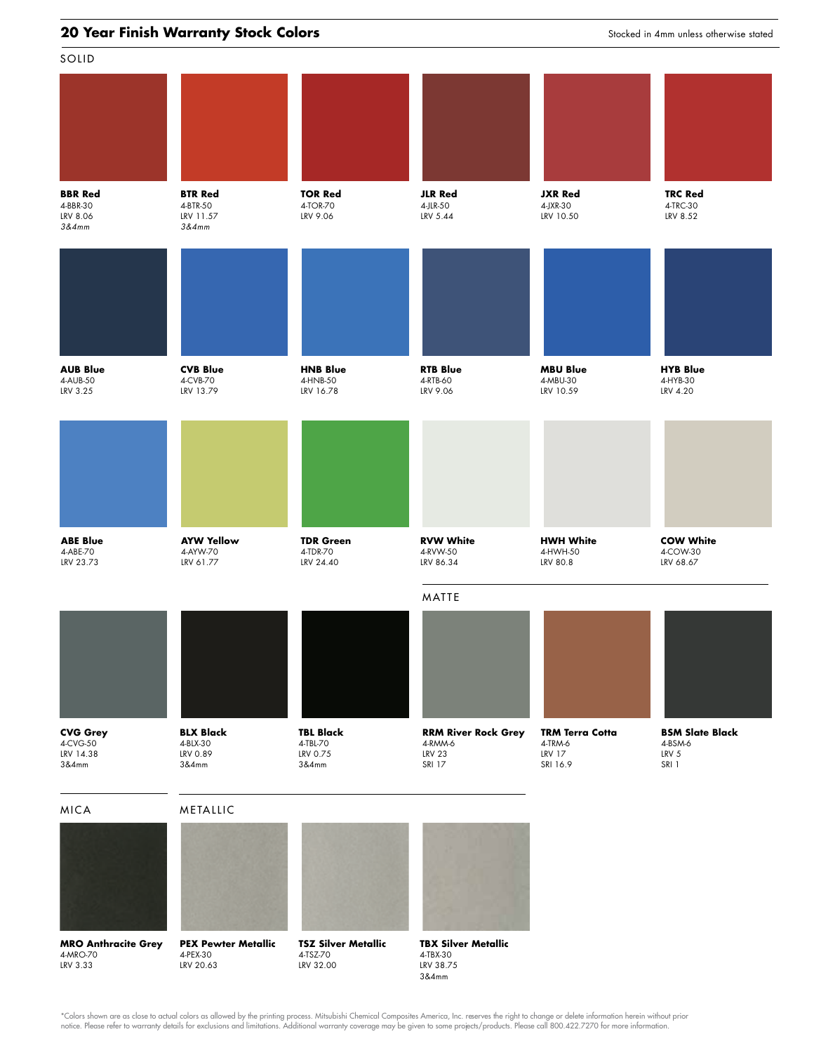## 20 Year Finish Warranty Stock Colors

Stocked in 4mm unless otherwise stated

### SOLID

**BBR Red**
4-BBR-30
LRV 8.06
*3&4mm*

**BTR Red**
4-BTR-50
LRV 11.57
*3&4mm*

**TOR Red**
4-TOR-70
LRV 9.06

**JLR Red**
4-JLR-50
LRV 5.44

**JXR Red**
4-JXR-30
LRV 10.50

**TRC Red**
4-TRC-30
LRV 8.52

**AUB Blue**
4-AUB-50
LRV 3.25

**CVB Blue**
4-CVB-70
LRV 13.79

**HNB Blue**
4-HNB-50
LRV 16.78

**RTB Blue**
4-RTB-60
LRV 9.06

**MBU Blue**
4-MBU-30
LRV 10.59

**HYB Blue**
4-HYB-30
LRV 4.20

**ABE Blue**
4-ABE-70
LRV 23.73

**AYW Yellow**
4-AYW-70
LRV 61.77

**TDR Green**
4-TDR-70
LRV 24.40

**RVW White**
4-RVW-50
LRV 86.34

**HWH White**
4-HWH-50
LRV 80.8

**COW White**
4-COW-30
LRV 68.67

**CVG Grey**
4-CVG-50
LRV 14.38
3&4mm

**BLX Black**
4-BLX-30
LRV 0.89
3&4mm

**TBL Black**
4-TBL-70
LRV 0.75
3&4mm

### MATTE

**RRM River Rock Grey**
4-RMM-6
LRV 23
SRI 17

**TRM Terra Cotta**
4-TRM-6
LRV 17
SRI 16.9

**BSM Slate Black**
4-BSM-6
LRV 5
SRI 1

### MICA

**MRO Anthracite Grey**
4-MRO-70
LRV 3.33

### METALLIC

**PEX Pewter Metallic**
4-PEX-30
LRV 20.63

**TSZ Silver Metallic**
4-TSZ-70
LRV 32.00

**TBX Silver Metallic**
4-TBX-30
LRV 38.75
3&4mm

*Colors shown are as close to actual colors as allowed by the printing process. Mitsubishi Chemical Composites America, Inc. reserves the right to change or delete information herein without prior notice. Please refer to warranty details for exclusions and limitations. Additional warranty coverage may be given to some projects/products. Please call 800.422.7270 for more information.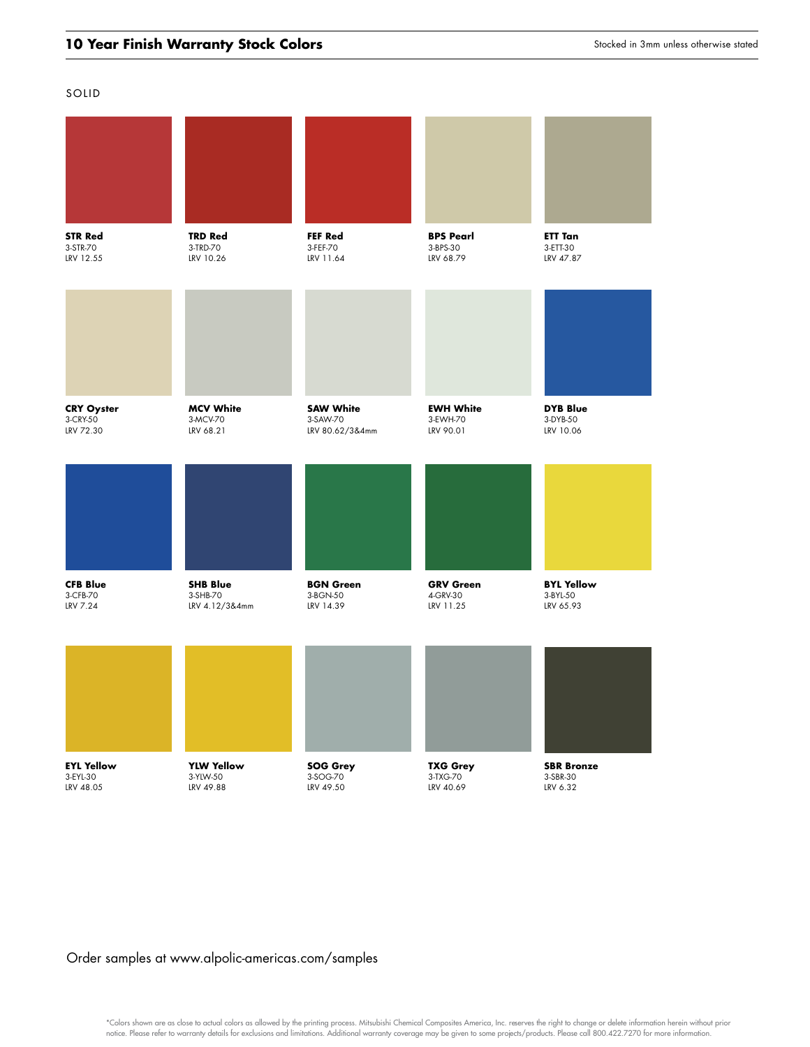## 10 Year Finish Warranty Stock Colors

Stocked in 3mm unless otherwise stated

SOLID

**STR Red**
3-STR-70
LRV 12.55

**TRD Red**
3-TRD-70
LRV 10.26

**FEF Red**
3-FEF-70
LRV 11.64

**BPS Pearl**
3-BPS-30
LRV 68.79

**ETT Tan**
3-ETT-30
LRV 47.87

**CRY Oyster**
3-CRY-50
LRV 72.30

**MCV White**
3-MCV-70
LRV 68.21

**SAW White**
3-SAW-70
LRV 80.62/3&4mm

**EWH White**
3-EWH-70
LRV 90.01

**DYB Blue**
3-DYB-50
LRV 10.06

**CFB Blue**
3-CFB-70
LRV 7.24

**SHB Blue**
3-SHB-70
LRV 4.12/3&4mm

**BGN Green**
3-BGN-50
LRV 14.39

**GRV Green**
4-GRV-30
LRV 11.25

**BYL Yellow**
3-BYL-50
LRV 65.93

**EYL Yellow**
3-EYL-30
LRV 48.05

**YLW Yellow**
3-YLW-50
LRV 49.88

**SOG Grey**
3-SOG-70
LRV 49.50

**TXG Grey**
3-TXG-70
LRV 40.69

**SBR Bronze**
3-SBR-30
LRV 6.32

Order samples at www.alpolic-americas.com/samples

*Colors shown are as close to actual colors as allowed by the printing process. Mitsubishi Chemical Composites America, Inc. reserves the right to change or delete information herein without prior notice. Please refer to warranty details for exclusions and limitations. Additional warranty coverage may be given to some projects/products. Please call 800.422.7270 for more information.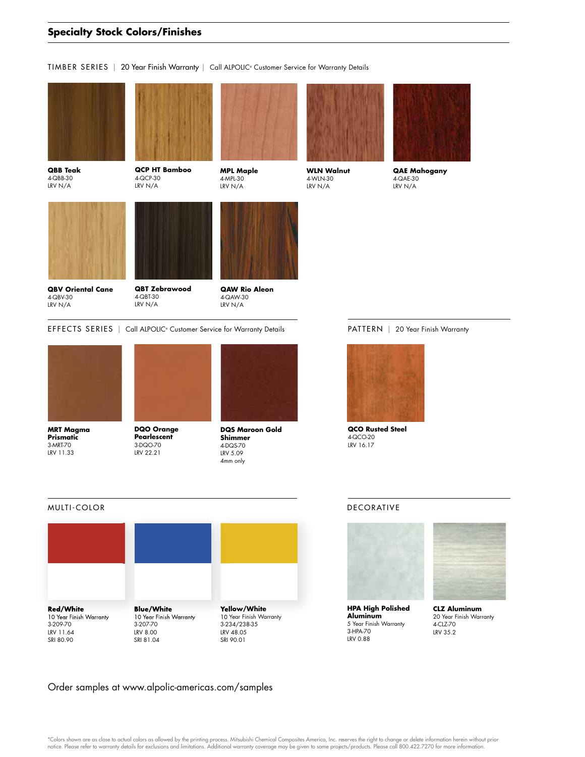## Specialty Stock Colors/Finishes

TIMBER SERIES | 20 Year Finish Warranty | Call ALPOLIC® Customer Service for Warranty Details

**QBB Teak**
4-QBB-30
LRV N/A

**QCP HT Bamboo**
4-QCP-30
LRV N/A

**MPL Maple**
4-MPL-30
LRV N/A

**WLN Walnut**
4-WLN-30
LRV N/A

**QAE Mahogany**
4-QAE-30
LRV N/A

**QBV Oriental Cane**
4-QBV-30
LRV N/A

**QBT Zebrawood**
4-QBT-30
LRV N/A

**QAW Rio Aleon**
4-QAW-30
LRV N/A

EFFECTS SERIES | Call ALPOLIC® Customer Service for Warranty Details

**MRT Magma Prismatic**
3-MRT-70
LRV 11.33

**DQO Orange Pearlescent**
3-DQO-70
LRV 22.21

**DQS Maroon Gold Shimmer**
4-DQS-70
LRV 5.09
4mm only

PATTERN | 20 Year Finish Warranty

**QCO Rusted Steel**
4-QCO-20
LRV 16.17

MULTI-COLOR

**Red/White**
10 Year Finish Warranty
3-209-70
LRV 11.64
SRI 80.90

**Blue/White**
10 Year Finish Warranty
3-207-70
LRV 8.00
SRI 81.04

**Yellow/White**
10 Year Finish Warranty
3-234/238-35
LRV 48.05
SRI 90.01

DECORATIVE

**HPA High Polished Aluminum**
5 Year Finish Warranty
3-HPA-70
LRV 0.88

**CLZ Aluminum**
20 Year Finish Warranty
4-CLZ-70
LRV 35.2

Order samples at www.alpolic-americas.com/samples

*Colors shown are as close to actual colors as allowed by the printing process. Mitsubishi Chemical Composites America, Inc. reserves the right to change or delete information herein without prior notice. Please refer to warranty details for exclusions and limitations. Additional warranty coverage may be given to some projects/products. Please call 800.422.7270 for more information.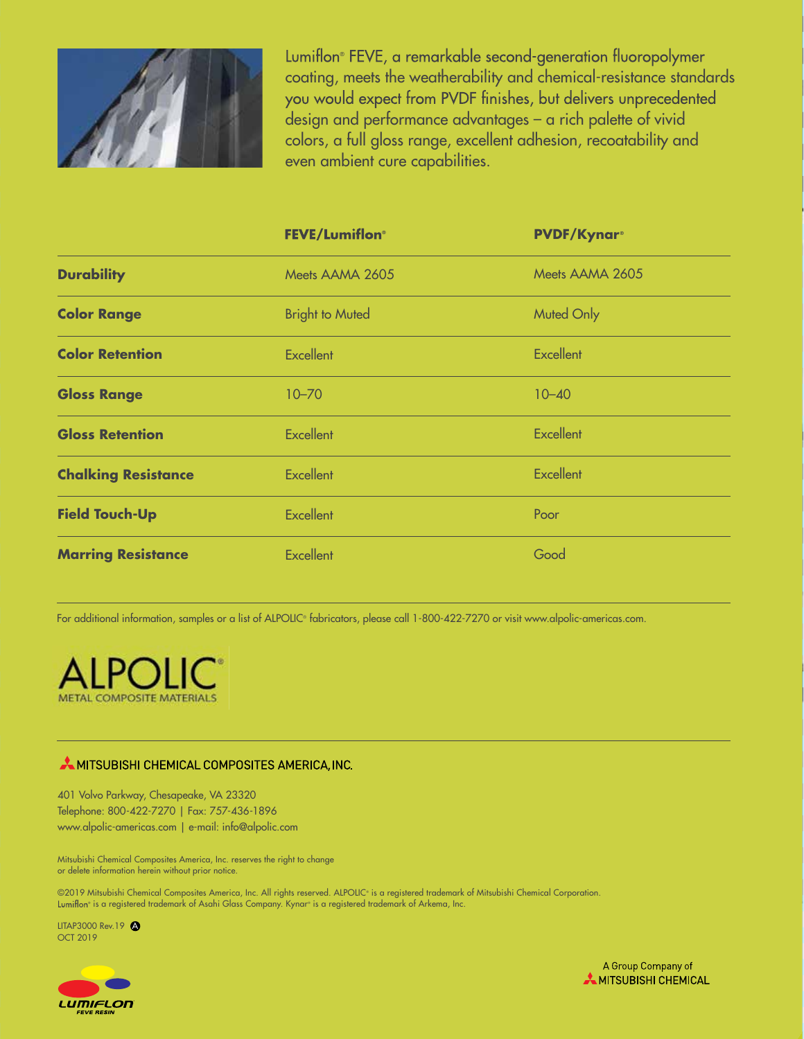Lumiflon® FEVE, a remarkable second-generation fluoropolymer coating, meets the weatherability and chemical-resistance standards you would expect from PVDF finishes, but delivers unprecedented design and performance advantages – a rich palette of vivid colors, a full gloss range, excellent adhesion, recoatability and even ambient cure capabilities.

| | **FEVE/Lumiflon®** | **PVDF/Kynar®** |
|---|---|---|
| **Durability** | Meets AAMA 2605 | Meets AAMA 2605 |
| **Color Range** | Bright to Muted | Muted Only |
| **Color Retention** | Excellent | Excellent |
| **Gloss Range** | 10–70 | 10–40 |
| **Gloss Retention** | Excellent | Excellent |
| **Chalking Resistance** | Excellent | Excellent |
| **Field Touch-Up** | Excellent | Poor |
| **Marring Resistance** | Excellent | Good |

For additional information, samples or a list of ALPOLIC® fabricators, please call 1-800-422-7270 or visit www.alpolic-americas.com.

ALPOLIC®
METAL COMPOSITE MATERIALS

MITSUBISHI CHEMICAL COMPOSITES AMERICA, INC.

401 Volvo Parkway, Chesapeake, VA 23320
Telephone: 800-422-7270 | Fax: 757-436-1896
www.alpolic-americas.com | e-mail: info@alpolic.com

Mitsubishi Chemical Composites America, Inc. reserves the right to change or delete information herein without prior notice.

©2019 Mitsubishi Chemical Composites America, Inc. All rights reserved. ALPOLIC® is a registered trademark of Mitsubishi Chemical Corporation. Lumiflon® is a registered trademark of Asahi Glass Company. Kynar® is a registered trademark of Arkema, Inc.

LITAP3000 Rev.19 A
OCT 2019

LUMIFLON
FEVE RESIN

A Group Company of
MITSUBISHI CHEMICAL